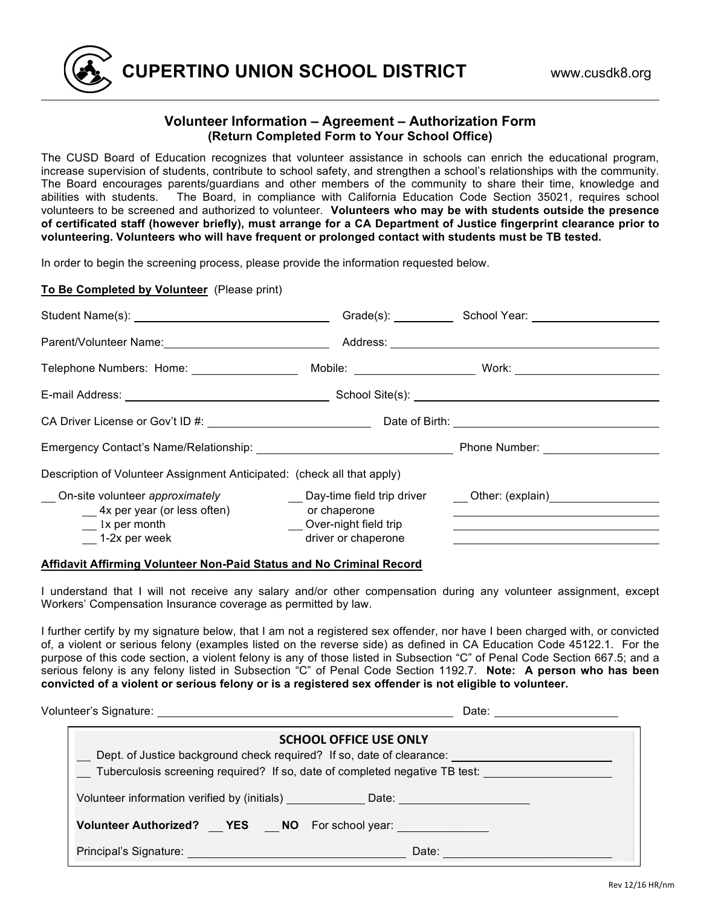# CUPERTINO UNION SCHOOL DISTRICT

www.cusdk8.org

## Volunteer Information – Agreement – Authorization Form
### (Return Completed Form to Your School Office)

The CUSD Board of Education recognizes that volunteer assistance in schools can enrich the educational program, increase supervision of students, contribute to school safety, and strengthen a school's relationships with the community. The Board encourages parents/guardians and other members of the community to share their time, knowledge and abilities with students. The Board, in compliance with California Education Code Section 35021, requires school volunteers to be screened and authorized to volunteer. **Volunteers who may be with students outside the presence of certificated staff (however briefly), must arrange for a CA Department of Justice fingerprint clearance prior to volunteering. Volunteers who will have frequent or prolonged contact with students must be TB tested.**

In order to begin the screening process, please provide the information requested below.

**To Be Completed by Volunteer** (Please print)

Student Name(s): ______________________ Grade(s): __________ School Year: ______________

Parent/Volunteer Name: ______________________ Address: ______________________

Telephone Numbers: Home: ______________ Mobile: ______________ Work: ______________

E-mail Address: ______________________ School Site(s): ______________________

CA Driver License or Gov't ID #: ______________________ Date of Birth: ______________________

Emergency Contact's Name/Relationship: ______________________ Phone Number: ______________

Description of Volunteer Assignment Anticipated: (check all that apply)

__ On-site volunteer *approximately*
- __ 4x per year (or less often)
- __ 1x per month
- __ 1-2x per week

__ Day-time field trip driver or chaperone

__ Over-night field trip driver or chaperone

__ Other: (explain) ______________________

**Affidavit Affirming Volunteer Non-Paid Status and No Criminal Record**

I understand that I will not receive any salary and/or other compensation during any volunteer assignment, except Workers' Compensation Insurance coverage as permitted by law.

I further certify by my signature below, that I am not a registered sex offender, nor have I been charged with, or convicted of, a violent or serious felony (examples listed on the reverse side) as defined in CA Education Code 45122.1. For the purpose of this code section, a violent felony is any of those listed in Subsection "C" of Penal Code Section 667.5; and a serious felony is any felony listed in Subsection "C" of Penal Code Section 1192.7. **Note: A person who has been convicted of a violent or serious felony or is a registered sex offender is not eligible to volunteer.**

Volunteer's Signature: ______________________ Date: ______________

**SCHOOL OFFICE USE ONLY**

__ Dept. of Justice background check required? If so, date of clearance: ______________

__ Tuberculosis screening required? If so, date of completed negative TB test: ______________

Volunteer information verified by (initials) __________ Date: ______________

**Volunteer Authorized?** __ **YES** __ **NO** For school year: ______________

Principal's Signature: ______________________ Date: ______________

Rev 12/16 HR/nm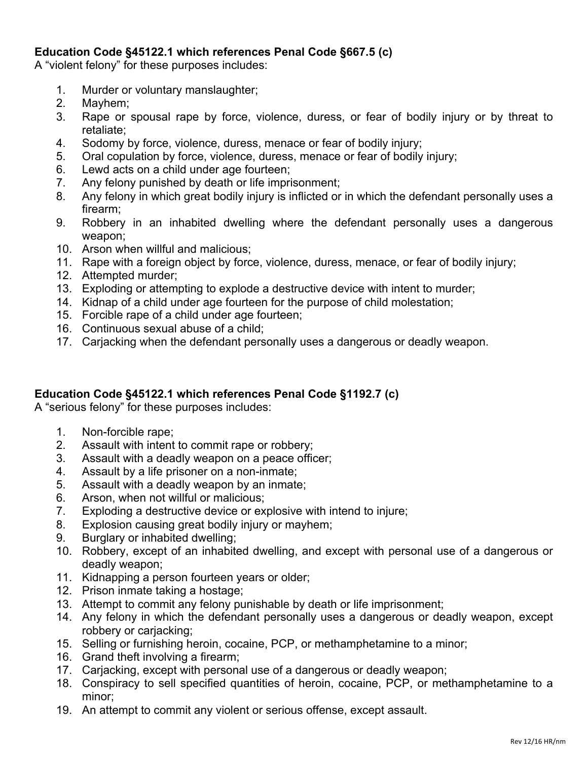**Education Code §45122.1 which references Penal Code §667.5 (c)**
A "violent felony" for these purposes includes:

1. Murder or voluntary manslaughter;
2. Mayhem;
3. Rape or spousal rape by force, violence, duress, or fear of bodily injury or by threat to retaliate;
4. Sodomy by force, violence, duress, menace or fear of bodily injury;
5. Oral copulation by force, violence, duress, menace or fear of bodily injury;
6. Lewd acts on a child under age fourteen;
7. Any felony punished by death or life imprisonment;
8. Any felony in which great bodily injury is inflicted or in which the defendant personally uses a firearm;
9. Robbery in an inhabited dwelling where the defendant personally uses a dangerous weapon;
10. Arson when willful and malicious;
11. Rape with a foreign object by force, violence, duress, menace, or fear of bodily injury;
12. Attempted murder;
13. Exploding or attempting to explode a destructive device with intent to murder;
14. Kidnap of a child under age fourteen for the purpose of child molestation;
15. Forcible rape of a child under age fourteen;
16. Continuous sexual abuse of a child;
17. Carjacking when the defendant personally uses a dangerous or deadly weapon.

**Education Code §45122.1 which references Penal Code §1192.7 (c)**
A "serious felony" for these purposes includes:

1. Non-forcible rape;
2. Assault with intent to commit rape or robbery;
3. Assault with a deadly weapon on a peace officer;
4. Assault by a life prisoner on a non-inmate;
5. Assault with a deadly weapon by an inmate;
6. Arson, when not willful or malicious;
7. Exploding a destructive device or explosive with intend to injure;
8. Explosion causing great bodily injury or mayhem;
9. Burglary or inhabited dwelling;
10. Robbery, except of an inhabited dwelling, and except with personal use of a dangerous or deadly weapon;
11. Kidnapping a person fourteen years or older;
12. Prison inmate taking a hostage;
13. Attempt to commit any felony punishable by death or life imprisonment;
14. Any felony in which the defendant personally uses a dangerous or deadly weapon, except robbery or carjacking;
15. Selling or furnishing heroin, cocaine, PCP, or methamphetamine to a minor;
16. Grand theft involving a firearm;
17. Carjacking, except with personal use of a dangerous or deadly weapon;
18. Conspiracy to sell specified quantities of heroin, cocaine, PCP, or methamphetamine to a minor;
19. An attempt to commit any violent or serious offense, except assault.

Rev 12/16 HR/nm